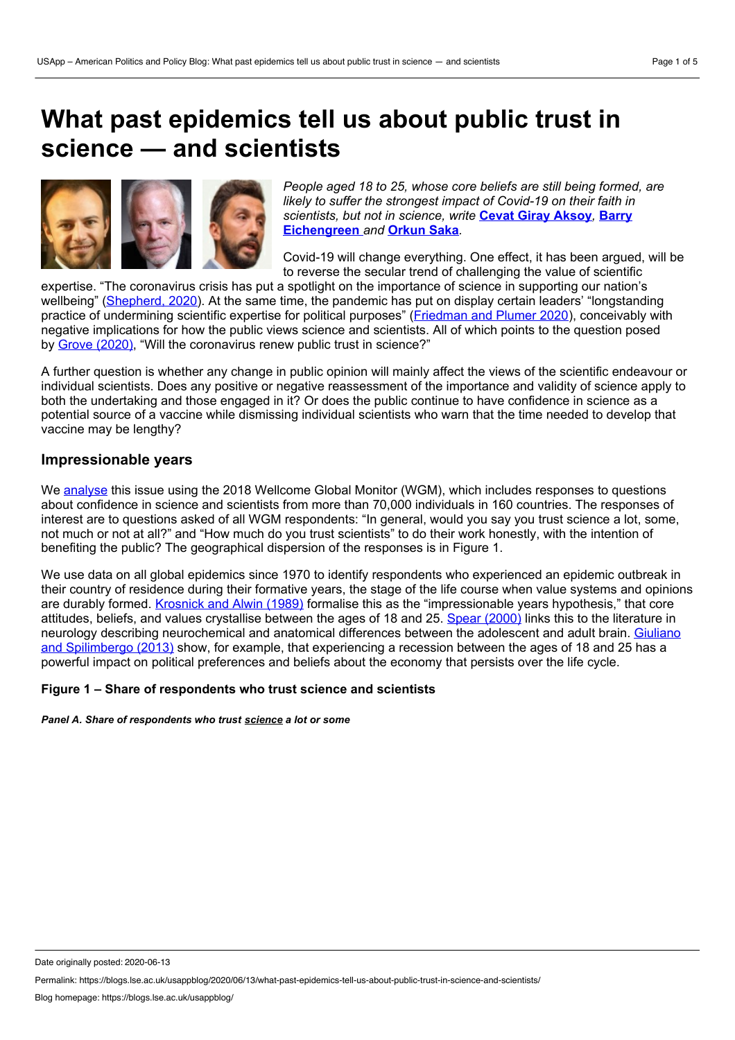# What past epidemics tell us about public trust in science — and scientists

*People aged 18 to 25, whose core beliefs are still being formed, are likely to suffer the strongest impact of Covid-19 on their faith in scientists, but not in science, write* **Cevat Giray Aksoy**, **Barry Eichengreen** *and* **Orkun Saka**.

Covid-19 will change everything. One effect, it has been argued, will be to reverse the secular trend of challenging the value of scientific expertise. "The coronavirus crisis has put a spotlight on the importance of science in supporting our nation's wellbeing" (Shepherd, 2020). At the same time, the pandemic has put on display certain leaders' "longstanding practice of undermining scientific expertise for political purposes" (Friedman and Plumer 2020), conceivably with negative implications for how the public views science and scientists. All of which points to the question posed by Grove (2020), "Will the coronavirus renew public trust in science?"

A further question is whether any change in public opinion will mainly affect the views of the scientific endeavour or individual scientists. Does any positive or negative reassessment of the importance and validity of science apply to both the undertaking and those engaged in it? Or does the public continue to have confidence in science as a potential source of a vaccine while dismissing individual scientists who warn that the time needed to develop that vaccine may be lengthy?

## Impressionable years

We analyse this issue using the 2018 Wellcome Global Monitor (WGM), which includes responses to questions about confidence in science and scientists from more than 70,000 individuals in 160 countries. The responses of interest are to questions asked of all WGM respondents: "In general, would you say you trust science a lot, some, not much or not at all?" and "How much do you trust scientists" to do their work honestly, with the intention of benefiting the public? The geographical dispersion of the responses is in Figure 1.

We use data on all global epidemics since 1970 to identify respondents who experienced an epidemic outbreak in their country of residence during their formative years, the stage of the life course when value systems and opinions are durably formed. Krosnick and Alwin (1989) formalise this as the "impressionable years hypothesis," that core attitudes, beliefs, and values crystallise between the ages of 18 and 25. Spear (2000) links this to the literature in neurology describing neurochemical and anatomical differences between the adolescent and adult brain. Giuliano and Spilimbergo (2013) show, for example, that experiencing a recession between the ages of 18 and 25 has a powerful impact on political preferences and beliefs about the economy that persists over the life cycle.

**Figure 1 – Share of respondents who trust science and scientists**

***Panel A. Share of respondents who trust science a lot or some***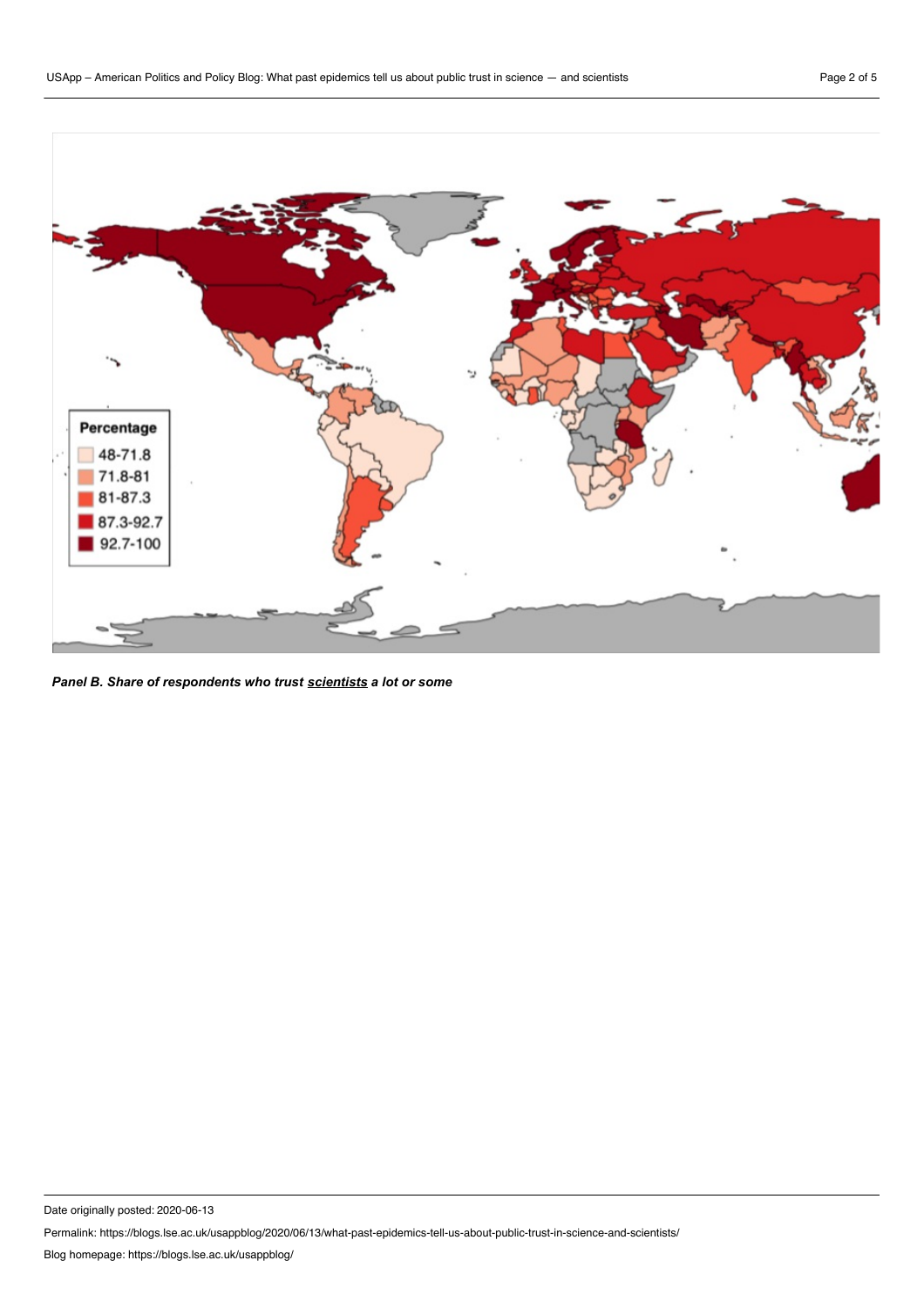Percentage

- 48-71.8
- 71.8-81
- 81-87.3
- 87.3-92.7
- 92.7-100

***Panel B. Share of respondents who trust scientists a lot or some***

Date originally posted: 2020-06-13

Permalink: https://blogs.lse.ac.uk/usappblog/2020/06/13/what-past-epidemics-tell-us-about-public-trust-in-science-and-scientists/

Blog homepage: https://blogs.lse.ac.uk/usappblog/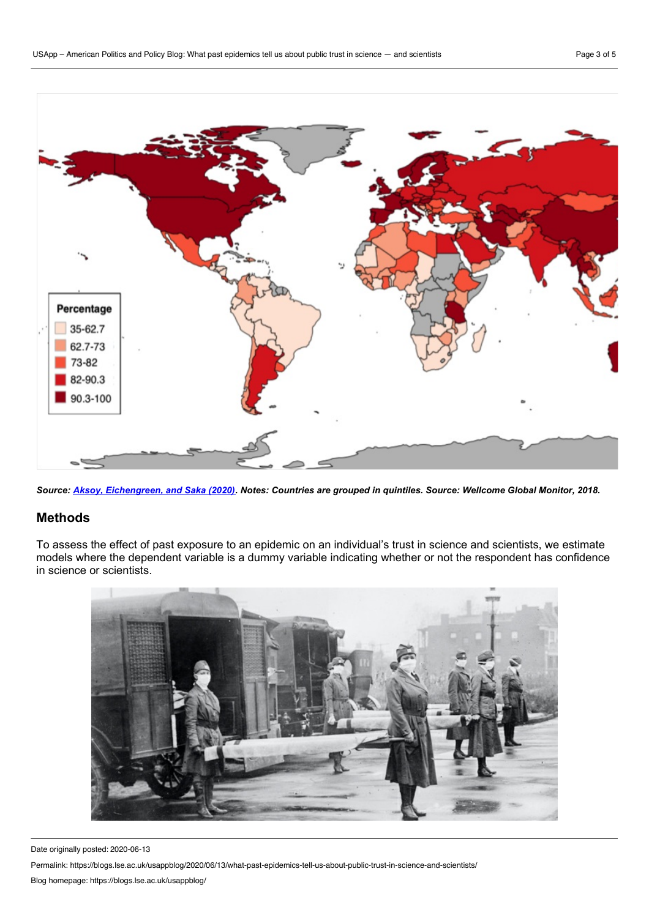***Source:*** ***[Aksoy, Eichengreen, and Saka (2020)](). Notes: Countries are grouped in quintiles. Source: Wellcome Global Monitor, 2018.***

## Methods

To assess the effect of past exposure to an epidemic on an individual's trust in science and scientists, we estimate models where the dependent variable is a dummy variable indicating whether or not the respondent has confidence in science or scientists.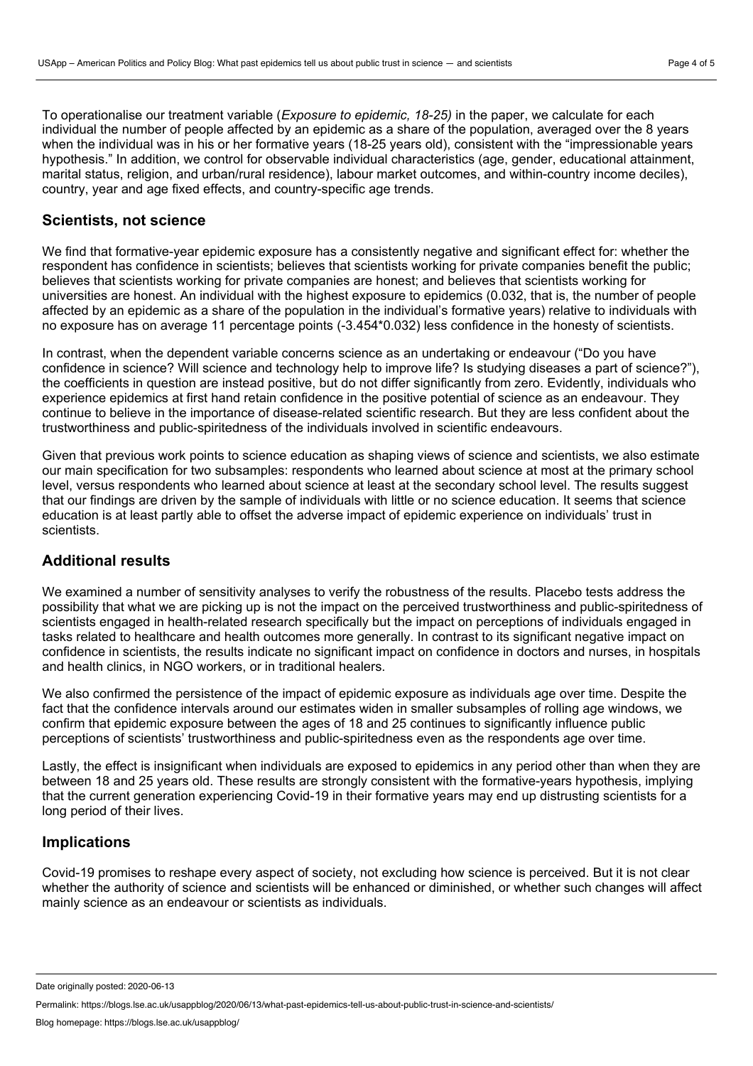To operationalise our treatment variable (*Exposure to epidemic, 18-25)* in the paper, we calculate for each individual the number of people affected by an epidemic as a share of the population, averaged over the 8 years when the individual was in his or her formative years (18-25 years old), consistent with the "impressionable years hypothesis." In addition, we control for observable individual characteristics (age, gender, educational attainment, marital status, religion, and urban/rural residence), labour market outcomes, and within-country income deciles), country, year and age fixed effects, and country-specific age trends.

## Scientists, not science

We find that formative-year epidemic exposure has a consistently negative and significant effect for: whether the respondent has confidence in scientists; believes that scientists working for private companies benefit the public; believes that scientists working for private companies are honest; and believes that scientists working for universities are honest. An individual with the highest exposure to epidemics (0.032, that is, the number of people affected by an epidemic as a share of the population in the individual's formative years) relative to individuals with no exposure has on average 11 percentage points (-3.454*0.032) less confidence in the honesty of scientists.

In contrast, when the dependent variable concerns science as an undertaking or endeavour ("Do you have confidence in science? Will science and technology help to improve life? Is studying diseases a part of science?"), the coefficients in question are instead positive, but do not differ significantly from zero. Evidently, individuals who experience epidemics at first hand retain confidence in the positive potential of science as an endeavour. They continue to believe in the importance of disease-related scientific research. But they are less confident about the trustworthiness and public-spiritedness of the individuals involved in scientific endeavours.

Given that previous work points to science education as shaping views of science and scientists, we also estimate our main specification for two subsamples: respondents who learned about science at most at the primary school level, versus respondents who learned about science at least at the secondary school level. The results suggest that our findings are driven by the sample of individuals with little or no science education. It seems that science education is at least partly able to offset the adverse impact of epidemic experience on individuals' trust in scientists.

## Additional results

We examined a number of sensitivity analyses to verify the robustness of the results. Placebo tests address the possibility that what we are picking up is not the impact on the perceived trustworthiness and public-spiritedness of scientists engaged in health-related research specifically but the impact on perceptions of individuals engaged in tasks related to healthcare and health outcomes more generally. In contrast to its significant negative impact on confidence in scientists, the results indicate no significant impact on confidence in doctors and nurses, in hospitals and health clinics, in NGO workers, or in traditional healers.

We also confirmed the persistence of the impact of epidemic exposure as individuals age over time. Despite the fact that the confidence intervals around our estimates widen in smaller subsamples of rolling age windows, we confirm that epidemic exposure between the ages of 18 and 25 continues to significantly influence public perceptions of scientists' trustworthiness and public-spiritedness even as the respondents age over time.

Lastly, the effect is insignificant when individuals are exposed to epidemics in any period other than when they are between 18 and 25 years old. These results are strongly consistent with the formative-years hypothesis, implying that the current generation experiencing Covid-19 in their formative years may end up distrusting scientists for a long period of their lives.

## Implications

Covid-19 promises to reshape every aspect of society, not excluding how science is perceived. But it is not clear whether the authority of science and scientists will be enhanced or diminished, or whether such changes will affect mainly science as an endeavour or scientists as individuals.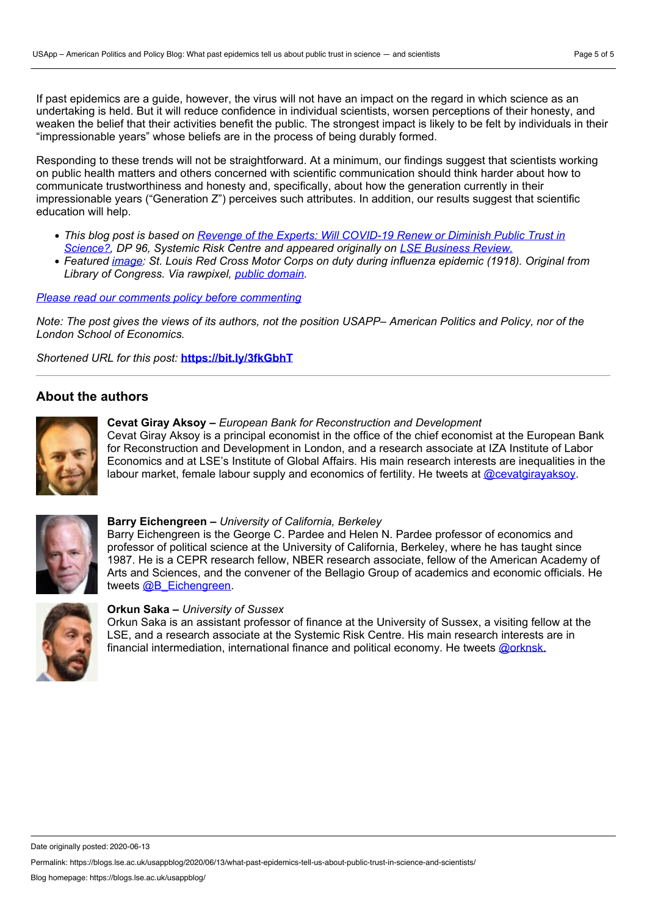If past epidemics are a guide, however, the virus will not have an impact on the regard in which science as an undertaking is held. But it will reduce confidence in individual scientists, worsen perceptions of their honesty, and weaken the belief that their activities benefit the public. The strongest impact is likely to be felt by individuals in their "impressionable years" whose beliefs are in the process of being durably formed.

Responding to these trends will not be straightforward. At a minimum, our findings suggest that scientists working on public health matters and others concerned with scientific communication should think harder about how to communicate trustworthiness and honesty and, specifically, about how the generation currently in their impressionable years ("Generation Z") perceives such attributes. In addition, our results suggest that scientific education will help.

- *This blog post is based on [Revenge of the Experts: Will COVID-19 Renew or Diminish Public Trust in Science?](), DP 96, Systemic Risk Centre and appeared originally on [LSE Business Review.]()*
- *Featured [image](): St. Louis Red Cross Motor Corps on duty during influenza epidemic (1918). Original from Library of Congress. Via rawpixel, [public domain]().*

*[Please read our comments policy before commenting]()*

*Note: The post gives the views of its authors, not the position USAPP– American Politics and Policy, nor of the London School of Economics.*

*Shortened URL for this post:* **[https://bit.ly/3fkGbhT](https://bit.ly/3fkGbhT)**

## About the authors

**Cevat Giray Aksoy –** *European Bank for Reconstruction and Development*
Cevat Giray Aksoy is a principal economist in the office of the chief economist at the European Bank for Reconstruction and Development in London, and a research associate at IZA Institute of Labor Economics and at LSE's Institute of Global Affairs. His main research interests are inequalities in the labour market, female labour supply and economics of fertility. He tweets at [@cevatgirayaksoy]().

**Barry Eichengreen –** *University of California, Berkeley*
Barry Eichengreen is the George C. Pardee and Helen N. Pardee professor of economics and professor of political science at the University of California, Berkeley, where he has taught since 1987. He is a CEPR research fellow, NBER research associate, fellow of the American Academy of Arts and Sciences, and the convener of the Bellagio Group of academics and economic officials. He tweets [@B_Eichengreen]().

**Orkun Saka –** *University of Sussex*
Orkun Saka is an assistant professor of finance at the University of Sussex, a visiting fellow at the LSE, and a research associate at the Systemic Risk Centre. His main research interests are in financial intermediation, international finance and political economy. He tweets [@orknsk.]()

Date originally posted: 2020-06-13

Permalink: https://blogs.lse.ac.uk/usappblog/2020/06/13/what-past-epidemics-tell-us-about-public-trust-in-science-and-scientists/

Blog homepage: https://blogs.lse.ac.uk/usappblog/